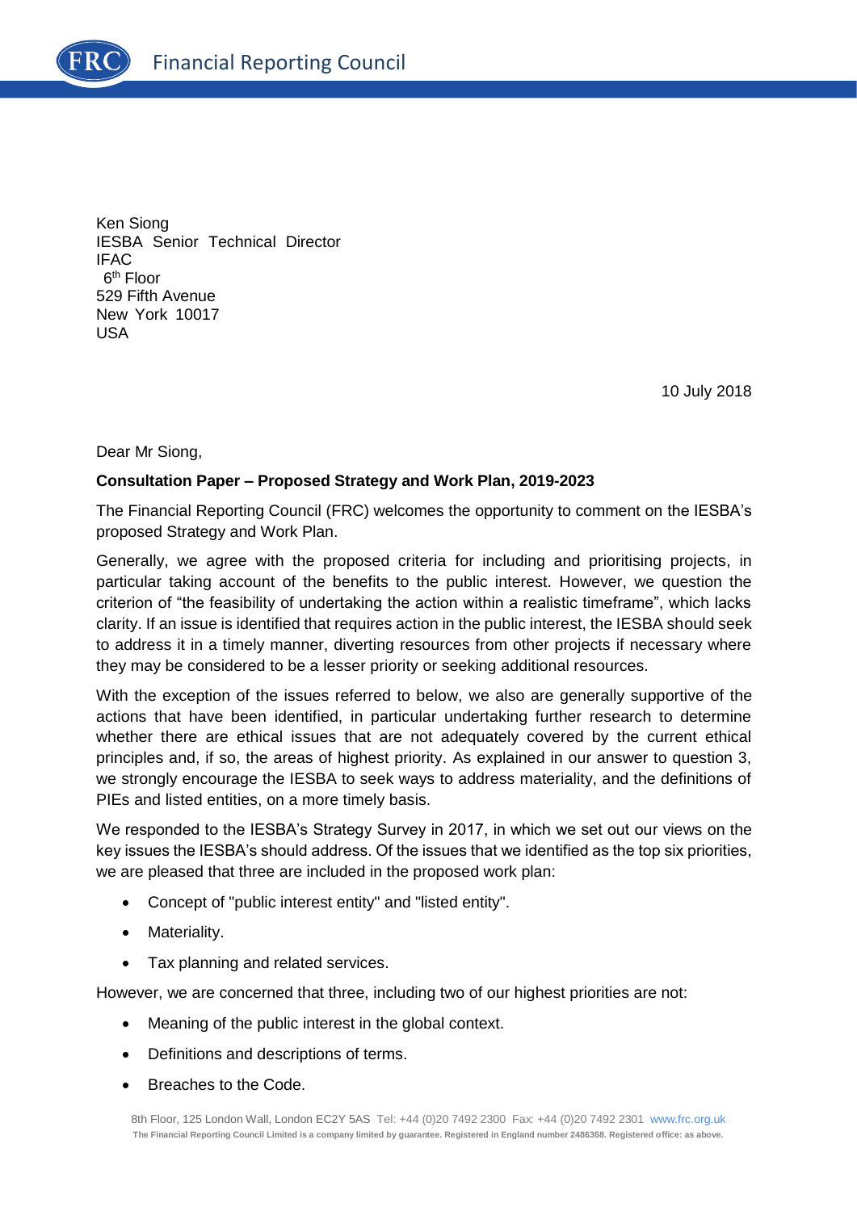Financial Reporting Council

Ken Siong
IESBA Senior Technical Director
IFAC
6th Floor
529 Fifth Avenue
New York 10017
USA

10 July 2018

Dear Mr Siong,

**Consultation Paper – Proposed Strategy and Work Plan, 2019-2023**

The Financial Reporting Council (FRC) welcomes the opportunity to comment on the IESBA's proposed Strategy and Work Plan.

Generally, we agree with the proposed criteria for including and prioritising projects, in particular taking account of the benefits to the public interest. However, we question the criterion of "the feasibility of undertaking the action within a realistic timeframe", which lacks clarity. If an issue is identified that requires action in the public interest, the IESBA should seek to address it in a timely manner, diverting resources from other projects if necessary where they may be considered to be a lesser priority or seeking additional resources.

With the exception of the issues referred to below, we also are generally supportive of the actions that have been identified, in particular undertaking further research to determine whether there are ethical issues that are not adequately covered by the current ethical principles and, if so, the areas of highest priority. As explained in our answer to question 3, we strongly encourage the IESBA to seek ways to address materiality, and the definitions of PIEs and listed entities, on a more timely basis.

We responded to the IESBA's Strategy Survey in 2017, in which we set out our views on the key issues the IESBA's should address. Of the issues that we identified as the top six priorities, we are pleased that three are included in the proposed work plan:

- Concept of "public interest entity" and "listed entity".
- Materiality.
- Tax planning and related services.

However, we are concerned that three, including two of our highest priorities are not:

- Meaning of the public interest in the global context.
- Definitions and descriptions of terms.
- Breaches to the Code.

8th Floor, 125 London Wall, London EC2Y 5AS Tel: +44 (0)20 7492 2300 Fax: +44 (0)20 7492 2301 www.frc.org.uk
The Financial Reporting Council Limited is a company limited by guarantee. Registered in England number 2486368. Registered office: as above.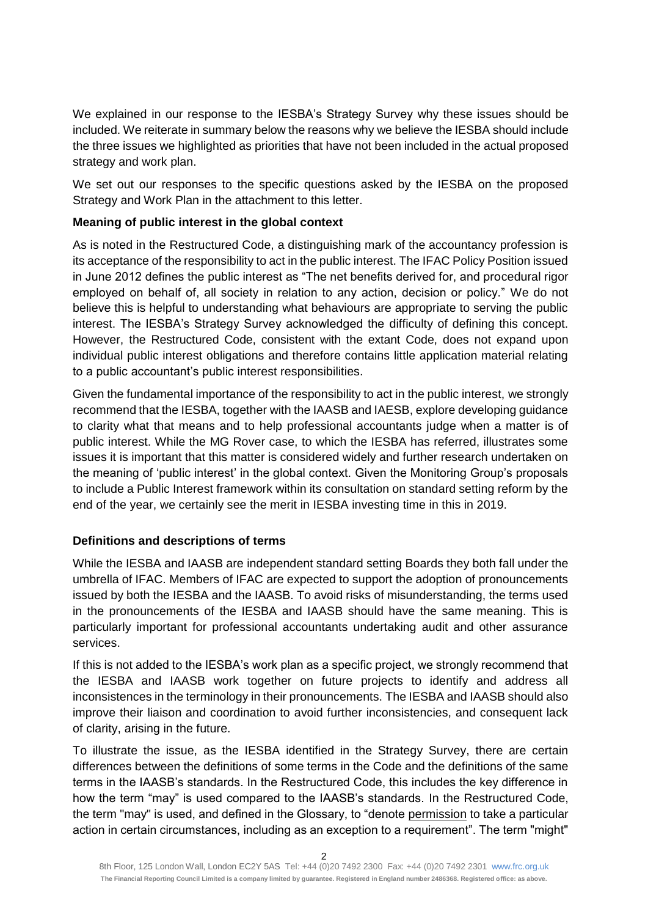We explained in our response to the IESBA's Strategy Survey why these issues should be included. We reiterate in summary below the reasons why we believe the IESBA should include the three issues we highlighted as priorities that have not been included in the actual proposed strategy and work plan.

We set out our responses to the specific questions asked by the IESBA on the proposed Strategy and Work Plan in the attachment to this letter.

**Meaning of public interest in the global context**

As is noted in the Restructured Code, a distinguishing mark of the accountancy profession is its acceptance of the responsibility to act in the public interest. The IFAC Policy Position issued in June 2012 defines the public interest as "The net benefits derived for, and procedural rigor employed on behalf of, all society in relation to any action, decision or policy." We do not believe this is helpful to understanding what behaviours are appropriate to serving the public interest. The IESBA's Strategy Survey acknowledged the difficulty of defining this concept. However, the Restructured Code, consistent with the extant Code, does not expand upon individual public interest obligations and therefore contains little application material relating to a public accountant's public interest responsibilities.

Given the fundamental importance of the responsibility to act in the public interest, we strongly recommend that the IESBA, together with the IAASB and IAESB, explore developing guidance to clarity what that means and to help professional accountants judge when a matter is of public interest. While the MG Rover case, to which the IESBA has referred, illustrates some issues it is important that this matter is considered widely and further research undertaken on the meaning of 'public interest' in the global context. Given the Monitoring Group's proposals to include a Public Interest framework within its consultation on standard setting reform by the end of the year, we certainly see the merit in IESBA investing time in this in 2019.

**Definitions and descriptions of terms**

While the IESBA and IAASB are independent standard setting Boards they both fall under the umbrella of IFAC. Members of IFAC are expected to support the adoption of pronouncements issued by both the IESBA and the IAASB. To avoid risks of misunderstanding, the terms used in the pronouncements of the IESBA and IAASB should have the same meaning. This is particularly important for professional accountants undertaking audit and other assurance services.

If this is not added to the IESBA's work plan as a specific project, we strongly recommend that the IESBA and IAASB work together on future projects to identify and address all inconsistences in the terminology in their pronouncements. The IESBA and IAASB should also improve their liaison and coordination to avoid further inconsistencies, and consequent lack of clarity, arising in the future.

To illustrate the issue, as the IESBA identified in the Strategy Survey, there are certain differences between the definitions of some terms in the Code and the definitions of the same terms in the IAASB's standards. In the Restructured Code, this includes the key difference in how the term "may" is used compared to the IAASB's standards. In the Restructured Code, the term "may" is used, and defined in the Glossary, to "denote permission to take a particular action in certain circumstances, including as an exception to a requirement". The term "might"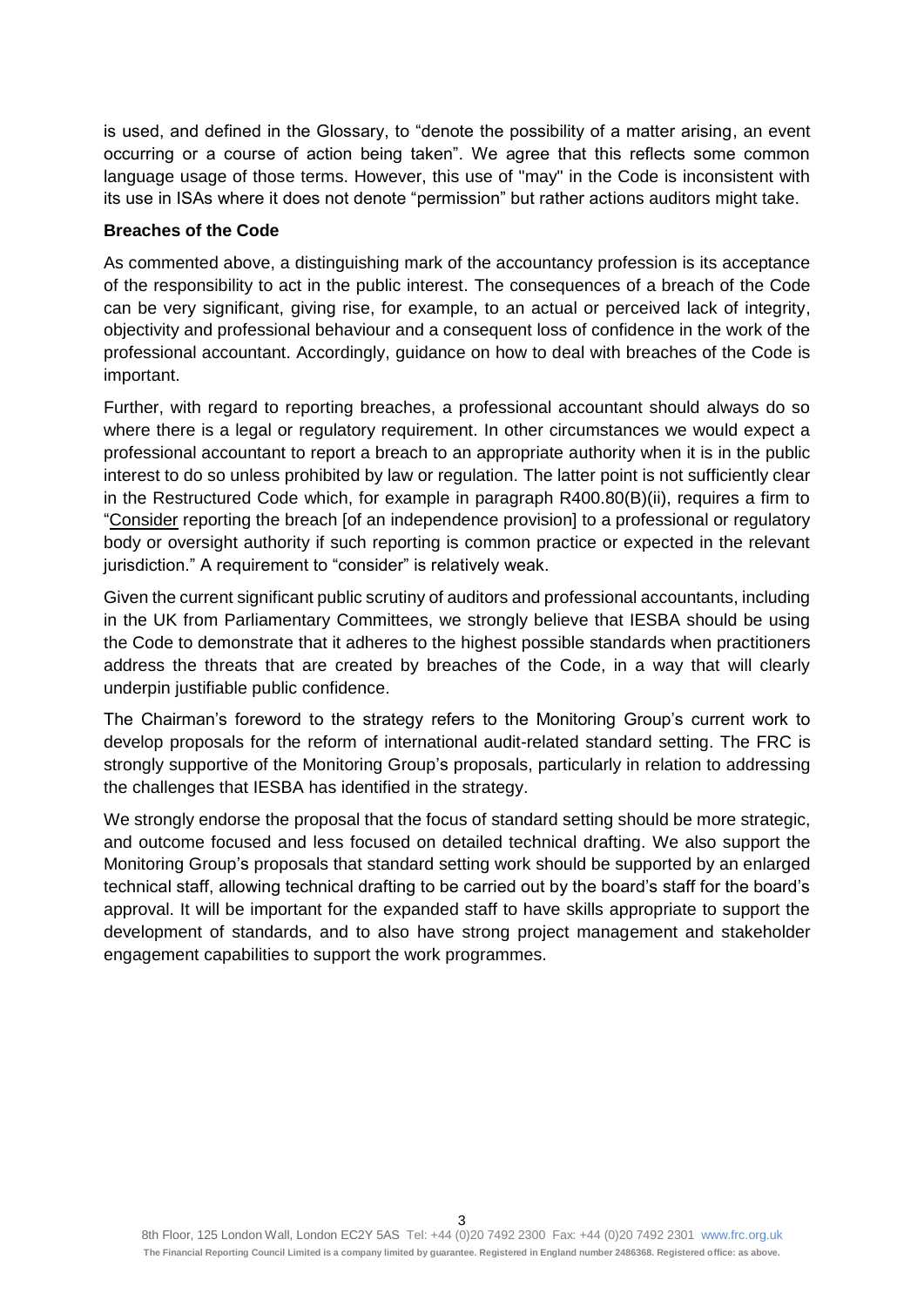is used, and defined in the Glossary, to "denote the possibility of a matter arising, an event occurring or a course of action being taken". We agree that this reflects some common language usage of those terms. However, this use of "may" in the Code is inconsistent with its use in ISAs where it does not denote "permission" but rather actions auditors might take.

**Breaches of the Code**

As commented above, a distinguishing mark of the accountancy profession is its acceptance of the responsibility to act in the public interest. The consequences of a breach of the Code can be very significant, giving rise, for example, to an actual or perceived lack of integrity, objectivity and professional behaviour and a consequent loss of confidence in the work of the professional accountant. Accordingly, guidance on how to deal with breaches of the Code is important.

Further, with regard to reporting breaches, a professional accountant should always do so where there is a legal or regulatory requirement. In other circumstances we would expect a professional accountant to report a breach to an appropriate authority when it is in the public interest to do so unless prohibited by law or regulation. The latter point is not sufficiently clear in the Restructured Code which, for example in paragraph R400.80(B)(ii), requires a firm to "<u>Consider</u> reporting the breach [of an independence provision] to a professional or regulatory body or oversight authority if such reporting is common practice or expected in the relevant jurisdiction." A requirement to "consider" is relatively weak.

Given the current significant public scrutiny of auditors and professional accountants, including in the UK from Parliamentary Committees, we strongly believe that IESBA should be using the Code to demonstrate that it adheres to the highest possible standards when practitioners address the threats that are created by breaches of the Code, in a way that will clearly underpin justifiable public confidence.

The Chairman's foreword to the strategy refers to the Monitoring Group's current work to develop proposals for the reform of international audit-related standard setting. The FRC is strongly supportive of the Monitoring Group's proposals, particularly in relation to addressing the challenges that IESBA has identified in the strategy.

We strongly endorse the proposal that the focus of standard setting should be more strategic, and outcome focused and less focused on detailed technical drafting. We also support the Monitoring Group's proposals that standard setting work should be supported by an enlarged technical staff, allowing technical drafting to be carried out by the board's staff for the board's approval. It will be important for the expanded staff to have skills appropriate to support the development of standards, and to also have strong project management and stakeholder engagement capabilities to support the work programmes.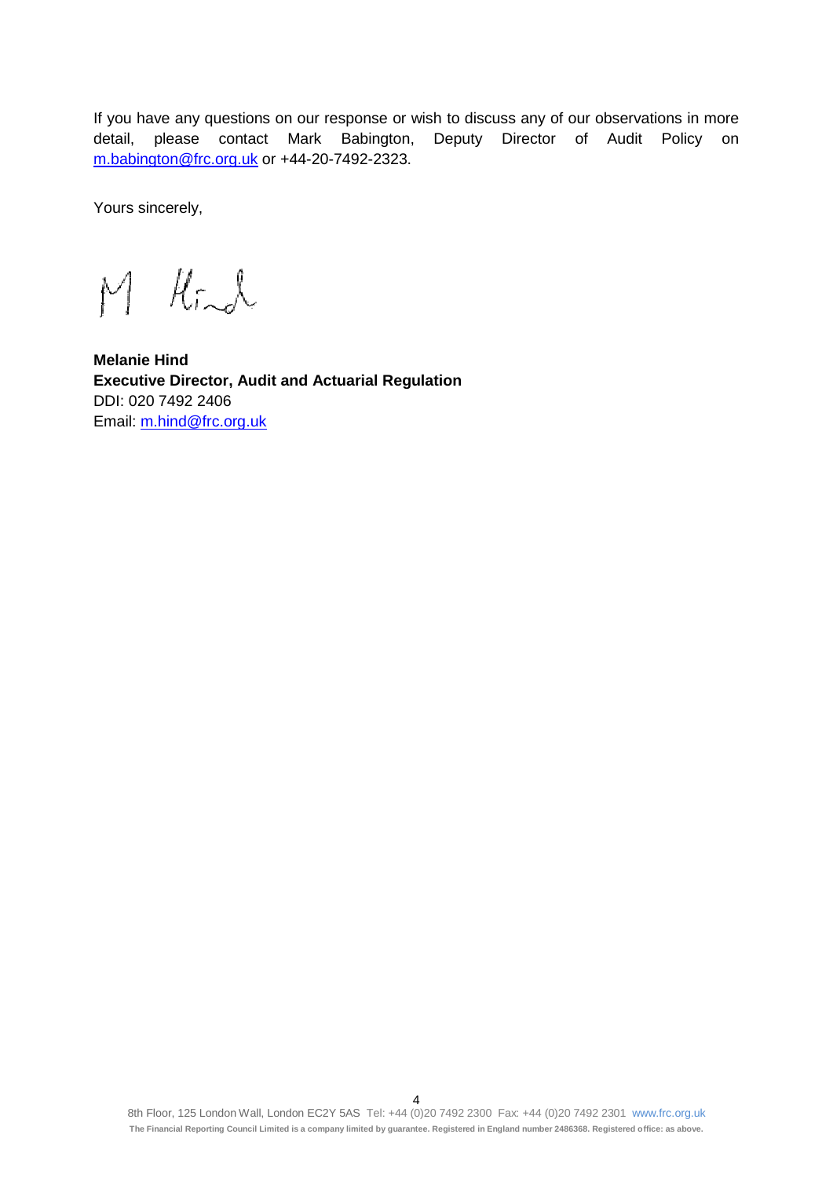If you have any questions on our response or wish to discuss any of our observations in more detail, please contact Mark Babington, Deputy Director of Audit Policy on m.babington@frc.org.uk or +44-20-7492-2323.

Yours sincerely,

**Melanie Hind**
**Executive Director, Audit and Actuarial Regulation**
DDI: 020 7492 2406
Email: m.hind@frc.org.uk

8th Floor, 125 London Wall, London EC2Y 5AS Tel: +44 (0)20 7492 2300 Fax: +44 (0)20 7492 2301 www.frc.org.uk
**The Financial Reporting Council Limited is a company limited by guarantee. Registered in England number 2486368. Registered office: as above.**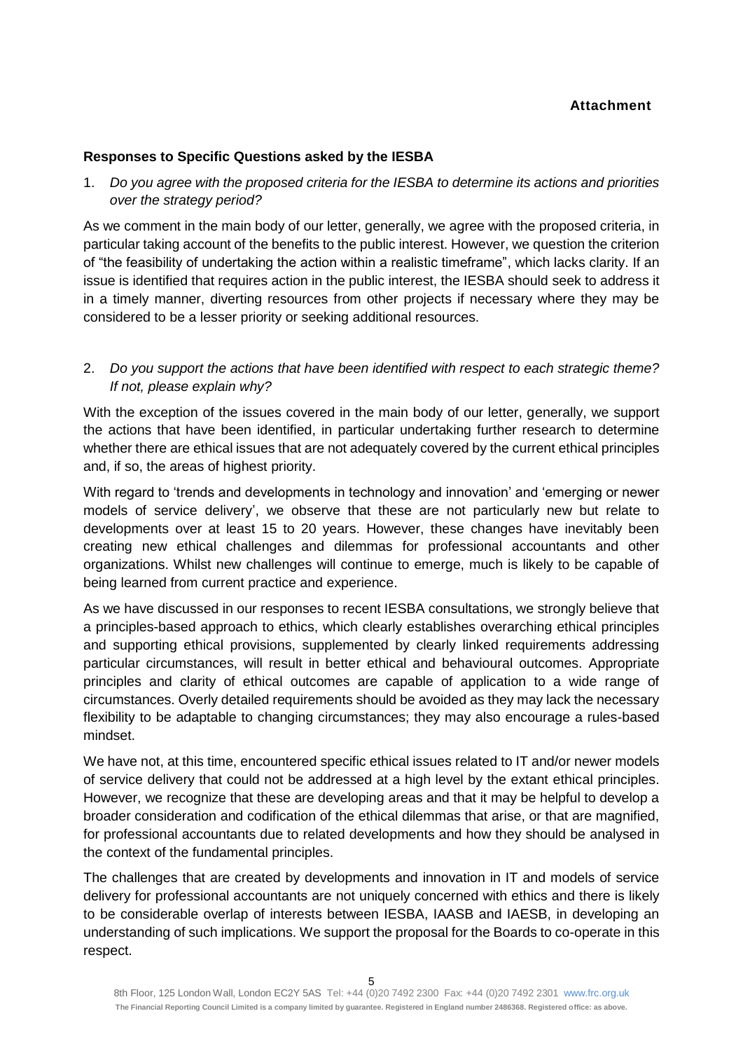**Attachment**

**Responses to Specific Questions asked by the IESBA**

1. *Do you agree with the proposed criteria for the IESBA to determine its actions and priorities over the strategy period?*

As we comment in the main body of our letter, generally, we agree with the proposed criteria, in particular taking account of the benefits to the public interest. However, we question the criterion of "the feasibility of undertaking the action within a realistic timeframe", which lacks clarity. If an issue is identified that requires action in the public interest, the IESBA should seek to address it in a timely manner, diverting resources from other projects if necessary where they may be considered to be a lesser priority or seeking additional resources.

2. *Do you support the actions that have been identified with respect to each strategic theme? If not, please explain why?*

With the exception of the issues covered in the main body of our letter, generally, we support the actions that have been identified, in particular undertaking further research to determine whether there are ethical issues that are not adequately covered by the current ethical principles and, if so, the areas of highest priority.

With regard to 'trends and developments in technology and innovation' and 'emerging or newer models of service delivery', we observe that these are not particularly new but relate to developments over at least 15 to 20 years. However, these changes have inevitably been creating new ethical challenges and dilemmas for professional accountants and other organizations. Whilst new challenges will continue to emerge, much is likely to be capable of being learned from current practice and experience.

As we have discussed in our responses to recent IESBA consultations, we strongly believe that a principles-based approach to ethics, which clearly establishes overarching ethical principles and supporting ethical provisions, supplemented by clearly linked requirements addressing particular circumstances, will result in better ethical and behavioural outcomes. Appropriate principles and clarity of ethical outcomes are capable of application to a wide range of circumstances. Overly detailed requirements should be avoided as they may lack the necessary flexibility to be adaptable to changing circumstances; they may also encourage a rules-based mindset.

We have not, at this time, encountered specific ethical issues related to IT and/or newer models of service delivery that could not be addressed at a high level by the extant ethical principles. However, we recognize that these are developing areas and that it may be helpful to develop a broader consideration and codification of the ethical dilemmas that arise, or that are magnified, for professional accountants due to related developments and how they should be analysed in the context of the fundamental principles.

The challenges that are created by developments and innovation in IT and models of service delivery for professional accountants are not uniquely concerned with ethics and there is likely to be considerable overlap of interests between IESBA, IAASB and IAESB, in developing an understanding of such implications. We support the proposal for the Boards to co-operate in this respect.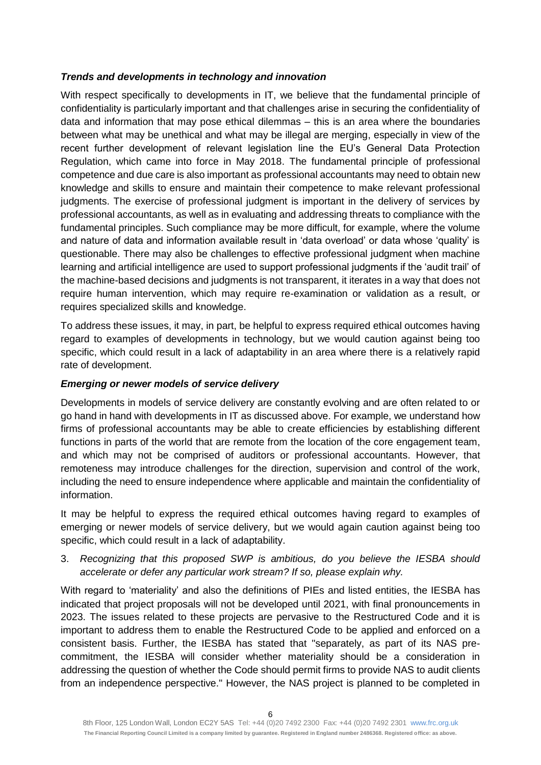***Trends and developments in technology and innovation***

With respect specifically to developments in IT, we believe that the fundamental principle of confidentiality is particularly important and that challenges arise in securing the confidentiality of data and information that may pose ethical dilemmas – this is an area where the boundaries between what may be unethical and what may be illegal are merging, especially in view of the recent further development of relevant legislation line the EU's General Data Protection Regulation, which came into force in May 2018. The fundamental principle of professional competence and due care is also important as professional accountants may need to obtain new knowledge and skills to ensure and maintain their competence to make relevant professional judgments. The exercise of professional judgment is important in the delivery of services by professional accountants, as well as in evaluating and addressing threats to compliance with the fundamental principles. Such compliance may be more difficult, for example, where the volume and nature of data and information available result in 'data overload' or data whose 'quality' is questionable. There may also be challenges to effective professional judgment when machine learning and artificial intelligence are used to support professional judgments if the 'audit trail' of the machine-based decisions and judgments is not transparent, it iterates in a way that does not require human intervention, which may require re-examination or validation as a result, or requires specialized skills and knowledge.

To address these issues, it may, in part, be helpful to express required ethical outcomes having regard to examples of developments in technology, but we would caution against being too specific, which could result in a lack of adaptability in an area where there is a relatively rapid rate of development.

***Emerging or newer models of service delivery***

Developments in models of service delivery are constantly evolving and are often related to or go hand in hand with developments in IT as discussed above. For example, we understand how firms of professional accountants may be able to create efficiencies by establishing different functions in parts of the world that are remote from the location of the core engagement team, and which may not be comprised of auditors or professional accountants. However, that remoteness may introduce challenges for the direction, supervision and control of the work, including the need to ensure independence where applicable and maintain the confidentiality of information.

It may be helpful to express the required ethical outcomes having regard to examples of emerging or newer models of service delivery, but we would again caution against being too specific, which could result in a lack of adaptability.

3. *Recognizing that this proposed SWP is ambitious, do you believe the IESBA should accelerate or defer any particular work stream? If so, please explain why.*

With regard to 'materiality' and also the definitions of PIEs and listed entities, the IESBA has indicated that project proposals will not be developed until 2021, with final pronouncements in 2023. The issues related to these projects are pervasive to the Restructured Code and it is important to address them to enable the Restructured Code to be applied and enforced on a consistent basis. Further, the IESBA has stated that "separately, as part of its NAS pre-commitment, the IESBA will consider whether materiality should be a consideration in addressing the question of whether the Code should permit firms to provide NAS to audit clients from an independence perspective." However, the NAS project is planned to be completed in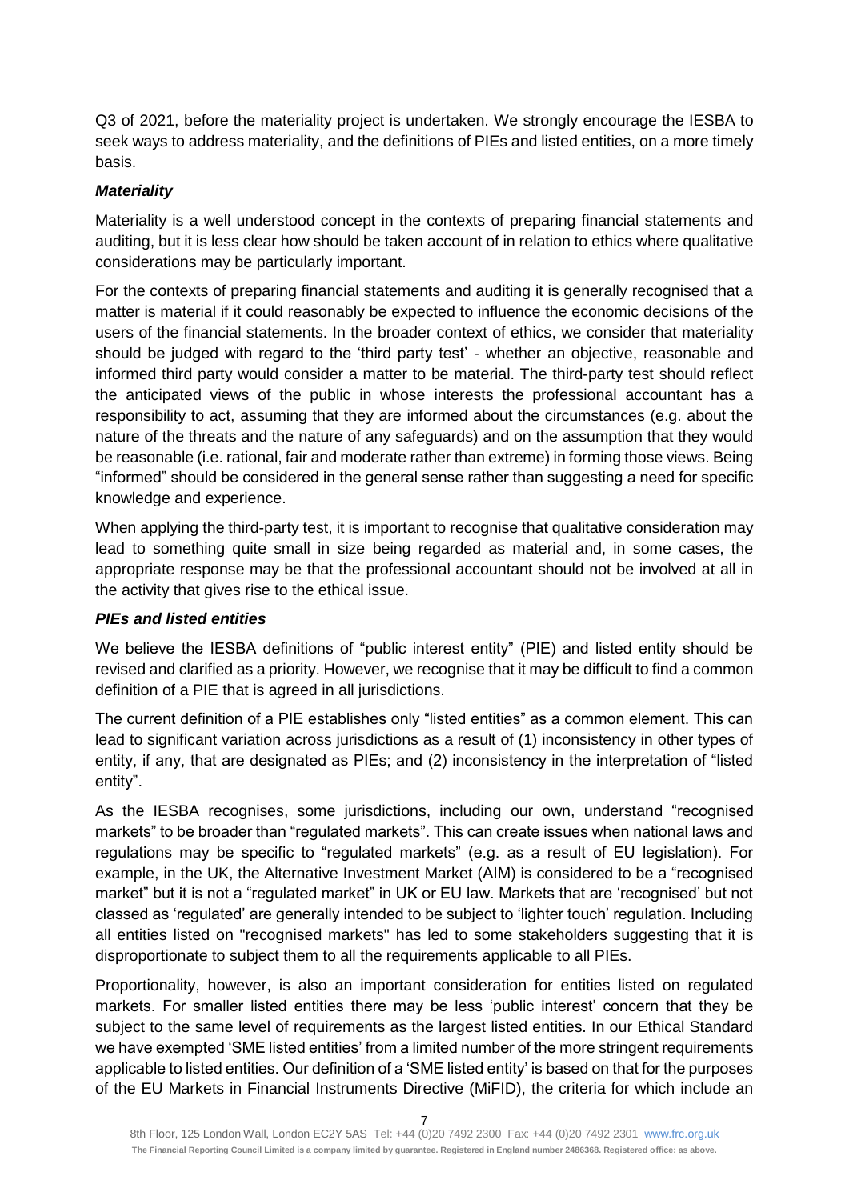Q3 of 2021, before the materiality project is undertaken. We strongly encourage the IESBA to seek ways to address materiality, and the definitions of PIEs and listed entities, on a more timely basis.

### *Materiality*

Materiality is a well understood concept in the contexts of preparing financial statements and auditing, but it is less clear how should be taken account of in relation to ethics where qualitative considerations may be particularly important.

For the contexts of preparing financial statements and auditing it is generally recognised that a matter is material if it could reasonably be expected to influence the economic decisions of the users of the financial statements. In the broader context of ethics, we consider that materiality should be judged with regard to the 'third party test' - whether an objective, reasonable and informed third party would consider a matter to be material. The third-party test should reflect the anticipated views of the public in whose interests the professional accountant has a responsibility to act, assuming that they are informed about the circumstances (e.g. about the nature of the threats and the nature of any safeguards) and on the assumption that they would be reasonable (i.e. rational, fair and moderate rather than extreme) in forming those views. Being "informed" should be considered in the general sense rather than suggesting a need for specific knowledge and experience.

When applying the third-party test, it is important to recognise that qualitative consideration may lead to something quite small in size being regarded as material and, in some cases, the appropriate response may be that the professional accountant should not be involved at all in the activity that gives rise to the ethical issue.

### *PIEs and listed entities*

We believe the IESBA definitions of "public interest entity" (PIE) and listed entity should be revised and clarified as a priority. However, we recognise that it may be difficult to find a common definition of a PIE that is agreed in all jurisdictions.

The current definition of a PIE establishes only "listed entities" as a common element. This can lead to significant variation across jurisdictions as a result of (1) inconsistency in other types of entity, if any, that are designated as PIEs; and (2) inconsistency in the interpretation of "listed entity".

As the IESBA recognises, some jurisdictions, including our own, understand "recognised markets" to be broader than "regulated markets". This can create issues when national laws and regulations may be specific to "regulated markets" (e.g. as a result of EU legislation). For example, in the UK, the Alternative Investment Market (AIM) is considered to be a "recognised market" but it is not a "regulated market" in UK or EU law. Markets that are 'recognised' but not classed as 'regulated' are generally intended to be subject to 'lighter touch' regulation. Including all entities listed on "recognised markets" has led to some stakeholders suggesting that it is disproportionate to subject them to all the requirements applicable to all PIEs.

Proportionality, however, is also an important consideration for entities listed on regulated markets. For smaller listed entities there may be less 'public interest' concern that they be subject to the same level of requirements as the largest listed entities. In our Ethical Standard we have exempted 'SME listed entities' from a limited number of the more stringent requirements applicable to listed entities. Our definition of a 'SME listed entity' is based on that for the purposes of the EU Markets in Financial Instruments Directive (MiFID), the criteria for which include an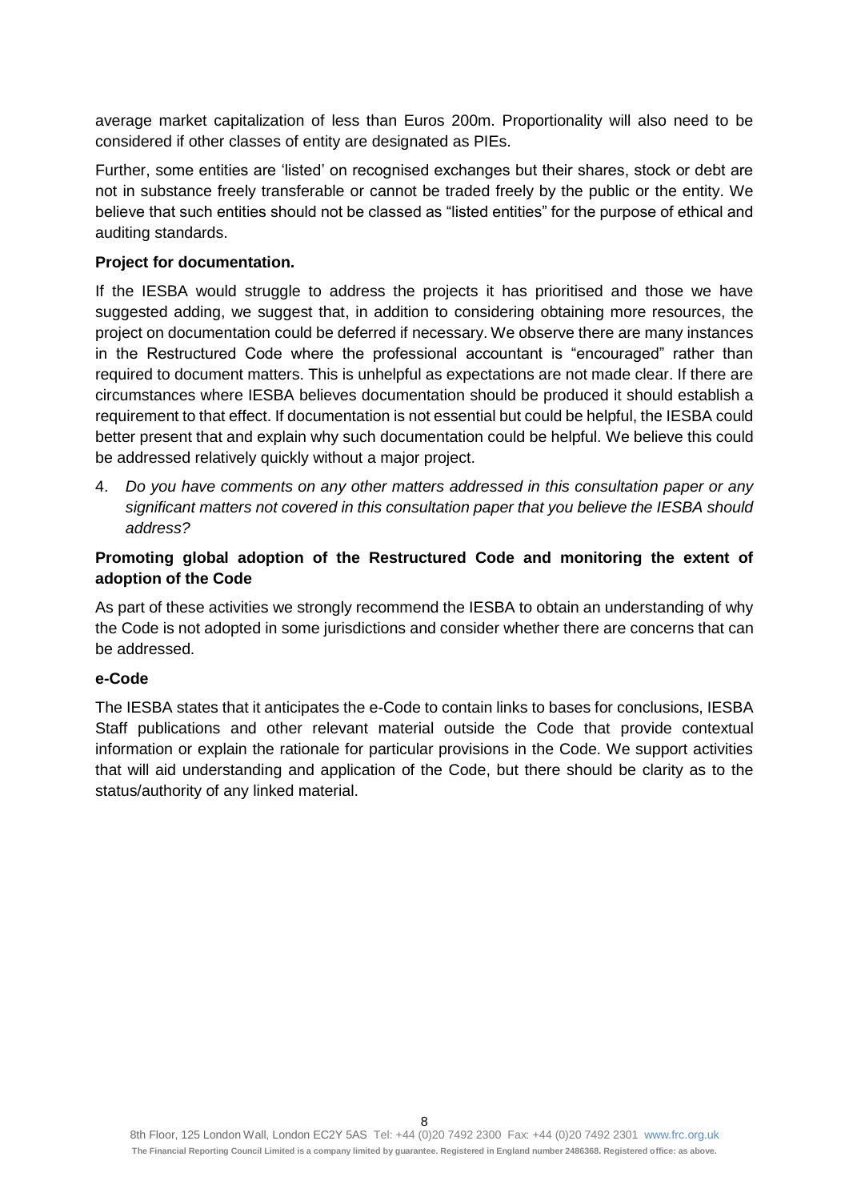average market capitalization of less than Euros 200m. Proportionality will also need to be considered if other classes of entity are designated as PIEs.

Further, some entities are 'listed' on recognised exchanges but their shares, stock or debt are not in substance freely transferable or cannot be traded freely by the public or the entity. We believe that such entities should not be classed as "listed entities" for the purpose of ethical and auditing standards.

**Project for documentation.**

If the IESBA would struggle to address the projects it has prioritised and those we have suggested adding, we suggest that, in addition to considering obtaining more resources, the project on documentation could be deferred if necessary. We observe there are many instances in the Restructured Code where the professional accountant is "encouraged" rather than required to document matters. This is unhelpful as expectations are not made clear. If there are circumstances where IESBA believes documentation should be produced it should establish a requirement to that effect. If documentation is not essential but could be helpful, the IESBA could better present that and explain why such documentation could be helpful. We believe this could be addressed relatively quickly without a major project.

4. *Do you have comments on any other matters addressed in this consultation paper or any significant matters not covered in this consultation paper that you believe the IESBA should address?*

**Promoting global adoption of the Restructured Code and monitoring the extent of adoption of the Code**

As part of these activities we strongly recommend the IESBA to obtain an understanding of why the Code is not adopted in some jurisdictions and consider whether there are concerns that can be addressed.

**e-Code**

The IESBA states that it anticipates the e-Code to contain links to bases for conclusions, IESBA Staff publications and other relevant material outside the Code that provide contextual information or explain the rationale for particular provisions in the Code. We support activities that will aid understanding and application of the Code, but there should be clarity as to the status/authority of any linked material.